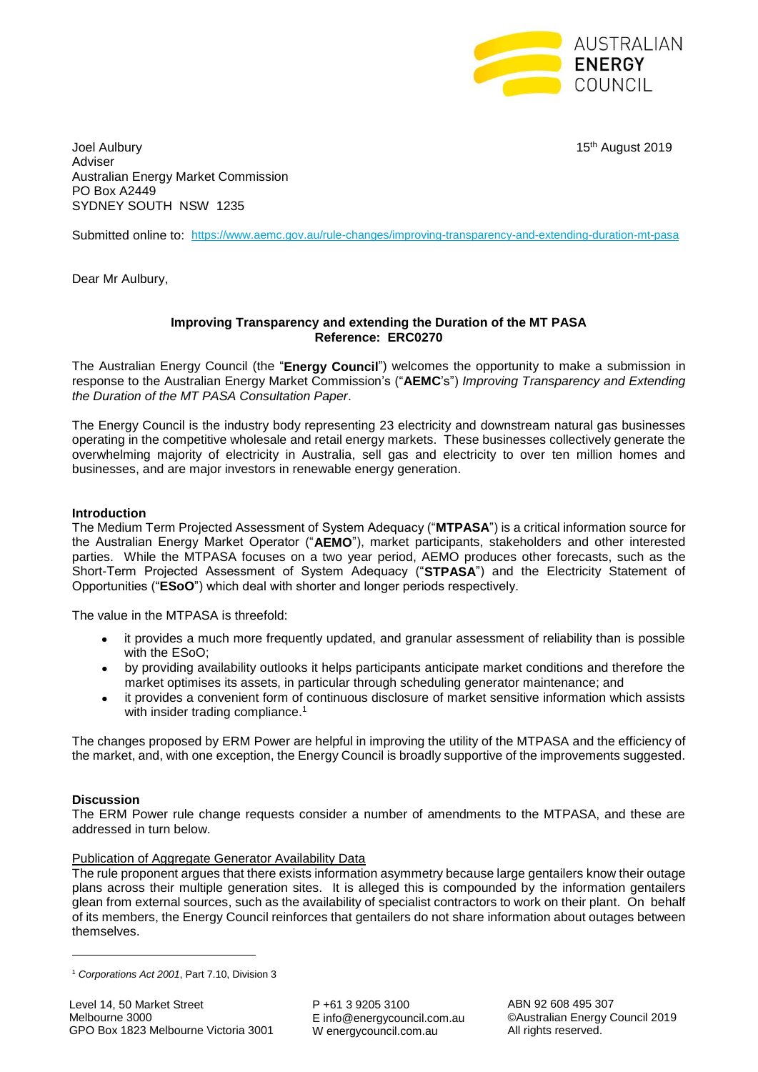AUSTRALIAN ENERGY COUNCIL

Joel Aulbury
Adviser
Australian Energy Market Commission
PO Box A2449
SYDNEY SOUTH NSW 1235

15th August 2019

Submitted online to: https://www.aemc.gov.au/rule-changes/improving-transparency-and-extending-duration-mt-pasa

Dear Mr Aulbury,

**Improving Transparency and extending the Duration of the MT PASA**
**Reference: ERC0270**

The Australian Energy Council (the "**Energy Council**") welcomes the opportunity to make a submission in response to the Australian Energy Market Commission's ("**AEMC**'s") *Improving Transparency and Extending the Duration of the MT PASA Consultation Paper*.

The Energy Council is the industry body representing 23 electricity and downstream natural gas businesses operating in the competitive wholesale and retail energy markets. These businesses collectively generate the overwhelming majority of electricity in Australia, sell gas and electricity to over ten million homes and businesses, and are major investors in renewable energy generation.

**Introduction**

The Medium Term Projected Assessment of System Adequacy ("**MTPASA**") is a critical information source for the Australian Energy Market Operator ("**AEMO**"), market participants, stakeholders and other interested parties. While the MTPASA focuses on a two year period, AEMO produces other forecasts, such as the Short-Term Projected Assessment of System Adequacy ("**STPASA**") and the Electricity Statement of Opportunities ("**ESoO**") which deal with shorter and longer periods respectively.

The value in the MTPASA is threefold:

- it provides a much more frequently updated, and granular assessment of reliability than is possible with the ESoO;
- by providing availability outlooks it helps participants anticipate market conditions and therefore the market optimises its assets, in particular through scheduling generator maintenance; and
- it provides a convenient form of continuous disclosure of market sensitive information which assists with insider trading compliance.[1]

The changes proposed by ERM Power are helpful in improving the utility of the MTPASA and the efficiency of the market, and, with one exception, the Energy Council is broadly supportive of the improvements suggested.

**Discussion**

The ERM Power rule change requests consider a number of amendments to the MTPASA, and these are addressed in turn below.

Publication of Aggregate Generator Availability Data

The rule proponent argues that there exists information asymmetry because large gentailers know their outage plans across their multiple generation sites. It is alleged this is compounded by the information gentailers glean from external sources, such as the availability of specialist contractors to work on their plant. On behalf of its members, the Energy Council reinforces that gentailers do not share information about outages between themselves.

[1] *Corporations Act 2001*, Part 7.10, Division 3

Level 14, 50 Market Street
Melbourne 3000
GPO Box 1823 Melbourne Victoria 3001

P +61 3 9205 3100
E info@energycouncil.com.au
W energycouncil.com.au

ABN 92 608 495 307
©Australian Energy Council 2019
All rights reserved.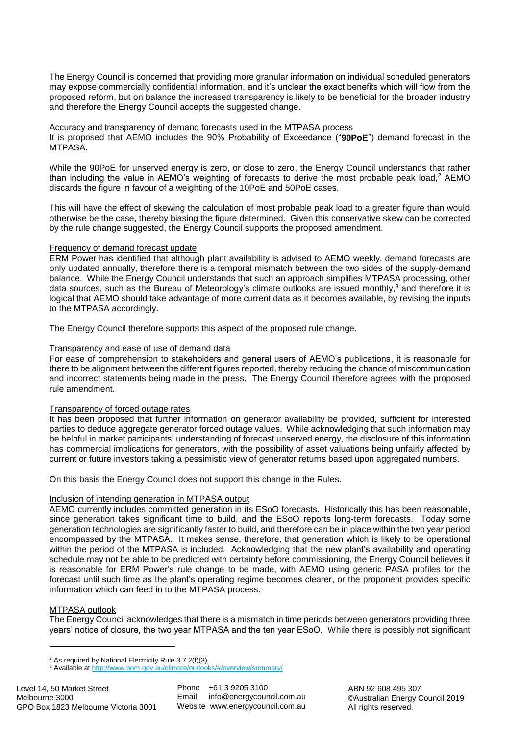The Energy Council is concerned that providing more granular information on individual scheduled generators may expose commercially confidential information, and it's unclear the exact benefits which will flow from the proposed reform, but on balance the increased transparency is likely to be beneficial for the broader industry and therefore the Energy Council accepts the suggested change.

Accuracy and transparency of demand forecasts used in the MTPASA process

It is proposed that AEMO includes the 90% Probability of Exceedance ("**90PoE**") demand forecast in the MTPASA.

While the 90PoE for unserved energy is zero, or close to zero, the Energy Council understands that rather than including the value in AEMO's weighting of forecasts to derive the most probable peak load,[2] AEMO discards the figure in favour of a weighting of the 10PoE and 50PoE cases.

This will have the effect of skewing the calculation of most probable peak load to a greater figure than would otherwise be the case, thereby biasing the figure determined. Given this conservative skew can be corrected by the rule change suggested, the Energy Council supports the proposed amendment.

Frequency of demand forecast update

ERM Power has identified that although plant availability is advised to AEMO weekly, demand forecasts are only updated annually, therefore there is a temporal mismatch between the two sides of the supply-demand balance. While the Energy Council understands that such an approach simplifies MTPASA processing, other data sources, such as the Bureau of Meteorology's climate outlooks are issued monthly,[3] and therefore it is logical that AEMO should take advantage of more current data as it becomes available, by revising the inputs to the MTPASA accordingly.

The Energy Council therefore supports this aspect of the proposed rule change.

Transparency and ease of use of demand data

For ease of comprehension to stakeholders and general users of AEMO's publications, it is reasonable for there to be alignment between the different figures reported, thereby reducing the chance of miscommunication and incorrect statements being made in the press. The Energy Council therefore agrees with the proposed rule amendment.

Transparency of forced outage rates

It has been proposed that further information on generator availability be provided, sufficient for interested parties to deduce aggregate generator forced outage values. While acknowledging that such information may be helpful in market participants' understanding of forecast unserved energy, the disclosure of this information has commercial implications for generators, with the possibility of asset valuations being unfairly affected by current or future investors taking a pessimistic view of generator returns based upon aggregated numbers.

On this basis the Energy Council does not support this change in the Rules.

Inclusion of intending generation in MTPASA output

AEMO currently includes committed generation in its ESoO forecasts. Historically this has been reasonable, since generation takes significant time to build, and the ESoO reports long-term forecasts. Today some generation technologies are significantly faster to build, and therefore can be in place within the two year period encompassed by the MTPASA. It makes sense, therefore, that generation which is likely to be operational within the period of the MTPASA is included. Acknowledging that the new plant's availability and operating schedule may not be able to be predicted with certainty before commissioning, the Energy Council believes it is reasonable for ERM Power's rule change to be made, with AEMO using generic PASA profiles for the forecast until such time as the plant's operating regime becomes clearer, or the proponent provides specific information which can feed in to the MTPASA process.

MTPASA outlook

The Energy Council acknowledges that there is a mismatch in time periods between generators providing three years' notice of closure, the two year MTPASA and the ten year ESoO. While there is possibly not significant

[2] As required by National Electricity Rule 3.7.2(f)(3)

[3] Available at http://www.bom.gov.au/climate/outlooks/#/overview/summary/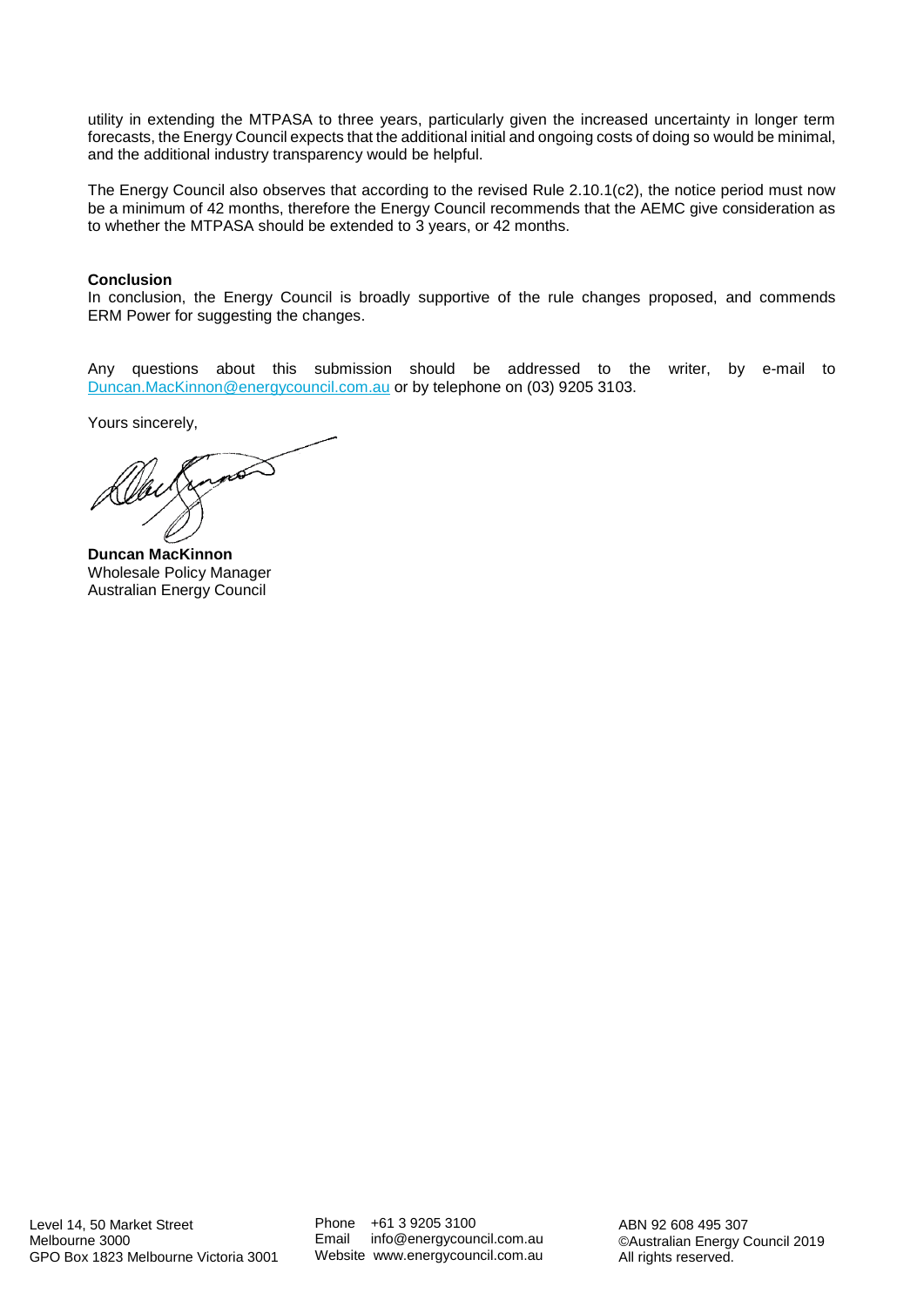utility in extending the MTPASA to three years, particularly given the increased uncertainty in longer term forecasts, the Energy Council expects that the additional initial and ongoing costs of doing so would be minimal, and the additional industry transparency would be helpful.

The Energy Council also observes that according to the revised Rule 2.10.1(c2), the notice period must now be a minimum of 42 months, therefore the Energy Council recommends that the AEMC give consideration as to whether the MTPASA should be extended to 3 years, or 42 months.

**Conclusion**

In conclusion, the Energy Council is broadly supportive of the rule changes proposed, and commends ERM Power for suggesting the changes.

Any questions about this submission should be addressed to the writer, by e-mail to Duncan.MacKinnon@energycouncil.com.au or by telephone on (03) 9205 3103.

Yours sincerely,

**Duncan MacKinnon**
Wholesale Policy Manager
Australian Energy Council

Level 14, 50 Market Street
Melbourne 3000
GPO Box 1823 Melbourne Victoria 3001

Phone +61 3 9205 3100
Email info@energycouncil.com.au
Website www.energycouncil.com.au

ABN 92 608 495 307
©Australian Energy Council 2019
All rights reserved.